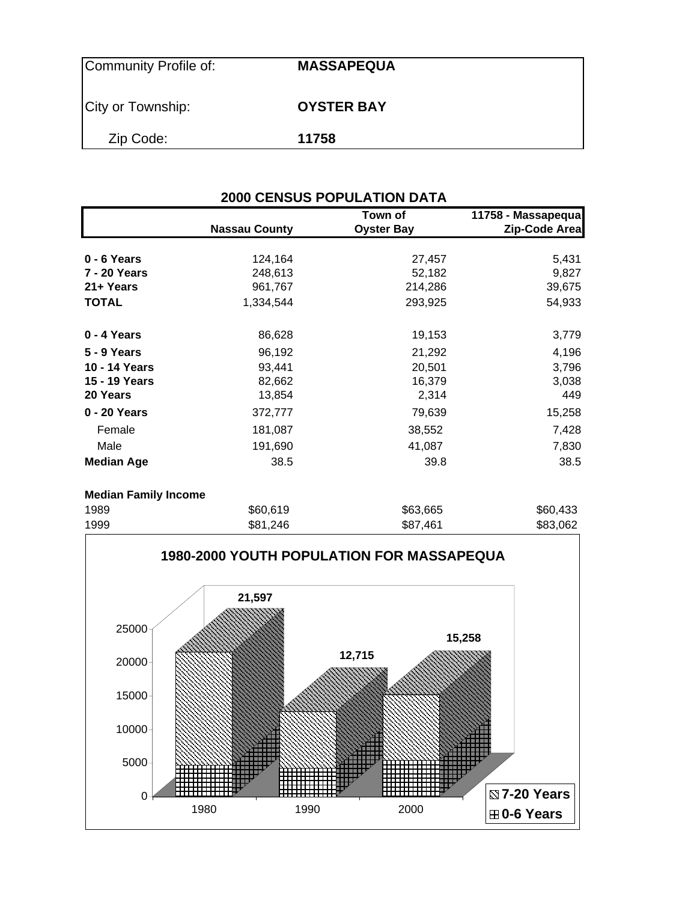| Community Profile of: | **MASSAPEQUA** |
|---|---|
| City or Township: | **OYSTER BAY** |
| Zip Code: | **11758** |

## 2000 CENSUS POPULATION DATA

| | Nassau County | Town of Oyster Bay | 11758 - Massapequa Zip-Code Area |
|---|---|---|---|
| **0 - 6 Years** | 124,164 | 27,457 | 5,431 |
| **7 - 20 Years** | 248,613 | 52,182 | 9,827 |
| **21+ Years** | 961,767 | 214,286 | 39,675 |
| **TOTAL** | 1,334,544 | 293,925 | 54,933 |
| **0 - 4 Years** | 86,628 | 19,153 | 3,779 |
| **5 - 9 Years** | 96,192 | 21,292 | 4,196 |
| **10 - 14 Years** | 93,441 | 20,501 | 3,796 |
| **15 - 19 Years** | 82,662 | 16,379 | 3,038 |
| **20 Years** | 13,854 | 2,314 | 449 |
| **0 - 20 Years** | 372,777 | 79,639 | 15,258 |
| Female | 181,087 | 38,552 | 7,428 |
| Male | 191,690 | 41,087 | 7,830 |
| **Median Age** | 38.5 | 39.8 | 38.5 |
| **Median Family Income** | | | |
| 1989 | $60,619 | $63,665 | $60,433 |
| 1999 | $81,246 | $87,461 | $83,062 |

## 1980-2000 YOUTH POPULATION FOR MASSAPEQUA

| Year | Total (0-20 Years) |
|---|---|
| 1980 | 21,597 |
| 1990 | 12,715 |
| 2000 | 15,258 |

Legend: 7-20 Years; 0-6 Years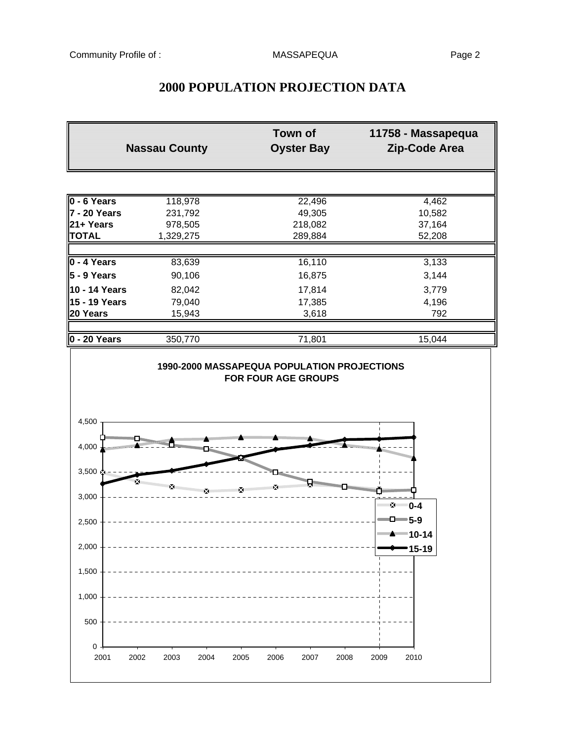# 2000 POPULATION PROJECTION DATA

| | Nassau County | Town of Oyster Bay | 11758 - Massapequa Zip-Code Area |
|---|---|---|---|
| **0 - 6 Years** | 118,978 | 22,496 | 4,462 |
| **7 - 20 Years** | 231,792 | 49,305 | 10,582 |
| **21+ Years** | 978,505 | 218,082 | 37,164 |
| **TOTAL** | 1,329,275 | 289,884 | 52,208 |
| | | | |
| **0 - 4 Years** | 83,639 | 16,110 | 3,133 |
| **5 - 9 Years** | 90,106 | 16,875 | 3,144 |
| **10 - 14 Years** | 82,042 | 17,814 | 3,779 |
| **15 - 19 Years** | 79,040 | 17,385 | 4,196 |
| **20 Years** | 15,943 | 3,618 | 792 |
| | | | |
| **0 - 20 Years** | 350,770 | 71,801 | 15,044 |

**1990-2000 MASSAPEQUA POPULATION PROJECTIONS FOR FOUR AGE GROUPS**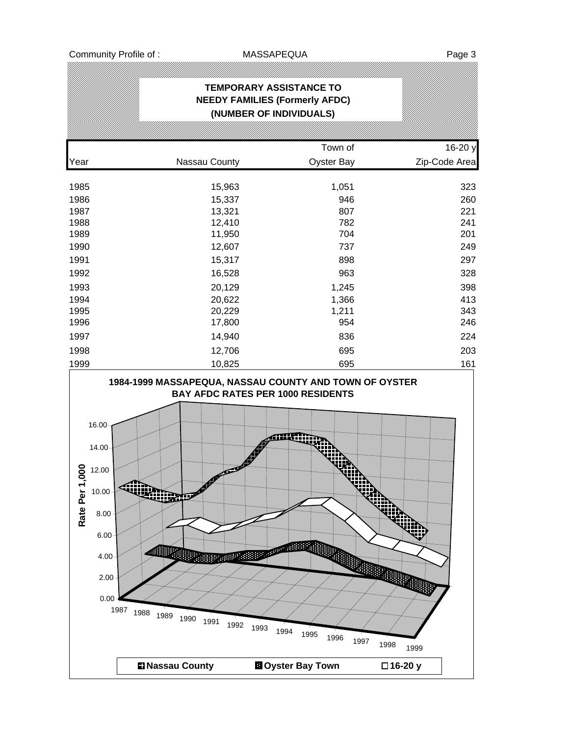# TEMPORARY ASSISTANCE TO NEEDY FAMILIES (Formerly AFDC) (NUMBER OF INDIVIDUALS)

| Year | Nassau County | Town of Oyster Bay | 16-20 y Zip-Code Area |
|---|---|---|---|
| 1985 | 15,963 | 1,051 | 323 |
| 1986 | 15,337 | 946 | 260 |
| 1987 | 13,321 | 807 | 221 |
| 1988 | 12,410 | 782 | 241 |
| 1989 | 11,950 | 704 | 201 |
| 1990 | 12,607 | 737 | 249 |
| 1991 | 15,317 | 898 | 297 |
| 1992 | 16,528 | 963 | 328 |
| 1993 | 20,129 | 1,245 | 398 |
| 1994 | 20,622 | 1,366 | 413 |
| 1995 | 20,229 | 1,211 | 343 |
| 1996 | 17,800 | 954 | 246 |
| 1997 | 14,940 | 836 | 224 |
| 1998 | 12,706 | 695 | 203 |
| 1999 | 10,825 | 695 | 161 |

**1984-1999 MASSAPEQUA, NASSAU COUNTY AND TOWN OF OYSTER BAY AFDC RATES PER 1000 RESIDENTS**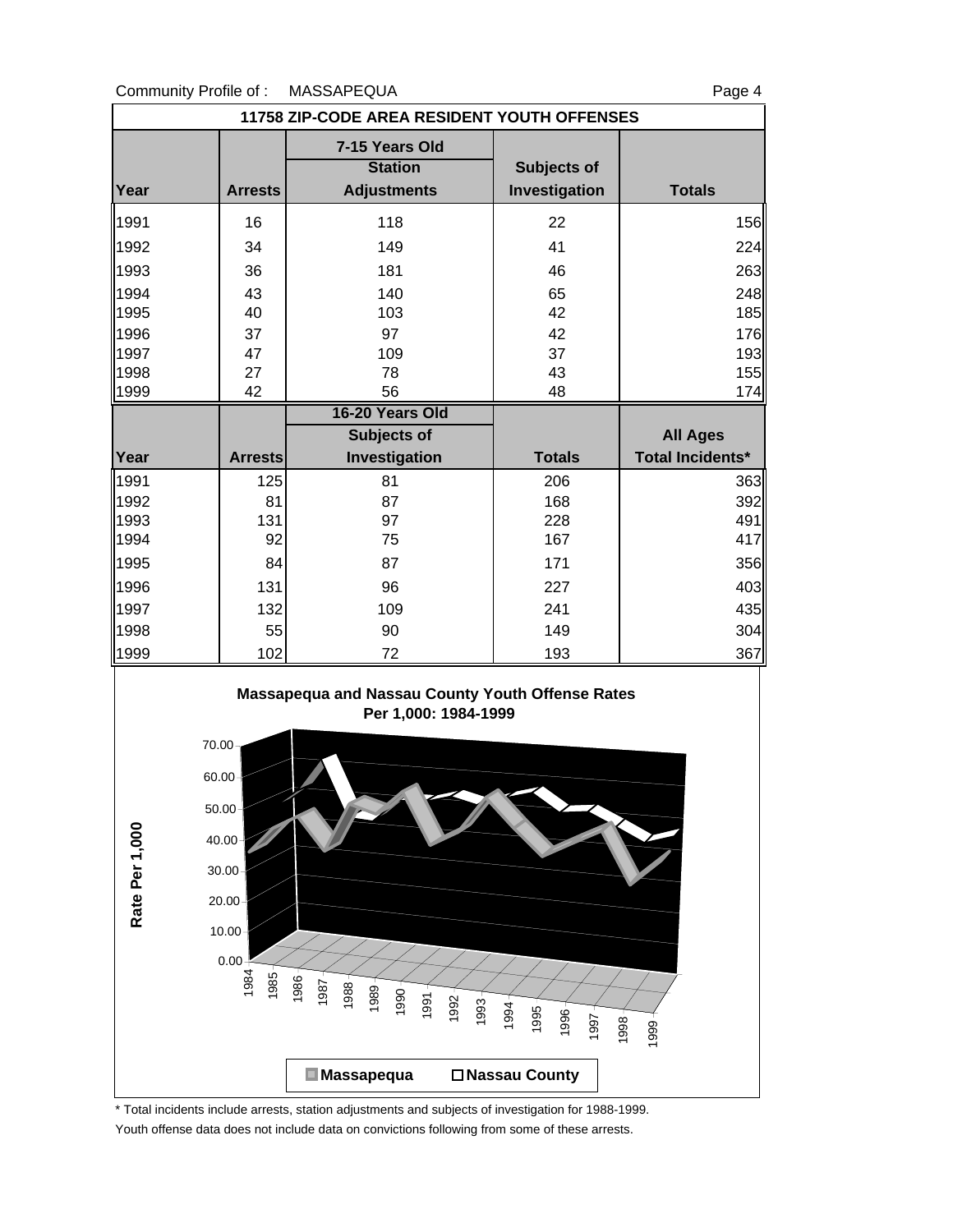Community Profile of : MASSAPEQUA

## 11758 ZIP-CODE AREA RESIDENT YOUTH OFFENSES

| | | 7-15 Years Old | | |
|---|---|---|---|---|
| Year | Arrests | Station Adjustments | Subjects of Investigation | Totals |
| 1991 | 16 | 118 | 22 | 156 |
| 1992 | 34 | 149 | 41 | 224 |
| 1993 | 36 | 181 | 46 | 263 |
| 1994 | 43 | 140 | 65 | 248 |
| 1995 | 40 | 103 | 42 | 185 |
| 1996 | 37 | 97 | 42 | 176 |
| 1997 | 47 | 109 | 37 | 193 |
| 1998 | 27 | 78 | 43 | 155 |
| 1999 | 42 | 56 | 48 | 174 |

| | | 16-20 Years Old | | |
|---|---|---|---|---|
| Year | Arrests | Subjects of Investigation | Totals | All Ages Total Incidents* |
| 1991 | 125 | 81 | 206 | 363 |
| 1992 | 81 | 87 | 168 | 392 |
| 1993 | 131 | 97 | 228 | 491 |
| 1994 | 92 | 75 | 167 | 417 |
| 1995 | 84 | 87 | 171 | 356 |
| 1996 | 131 | 96 | 227 | 403 |
| 1997 | 132 | 109 | 241 | 435 |
| 1998 | 55 | 90 | 149 | 304 |
| 1999 | 102 | 72 | 193 | 367 |

**Massapequa and Nassau County Youth Offense Rates Per 1,000: 1984-1999**

\* Total incidents include arrests, station adjustments and subjects of investigation for 1988-1999.

Youth offense data does not include data on convictions following from some of these arrests.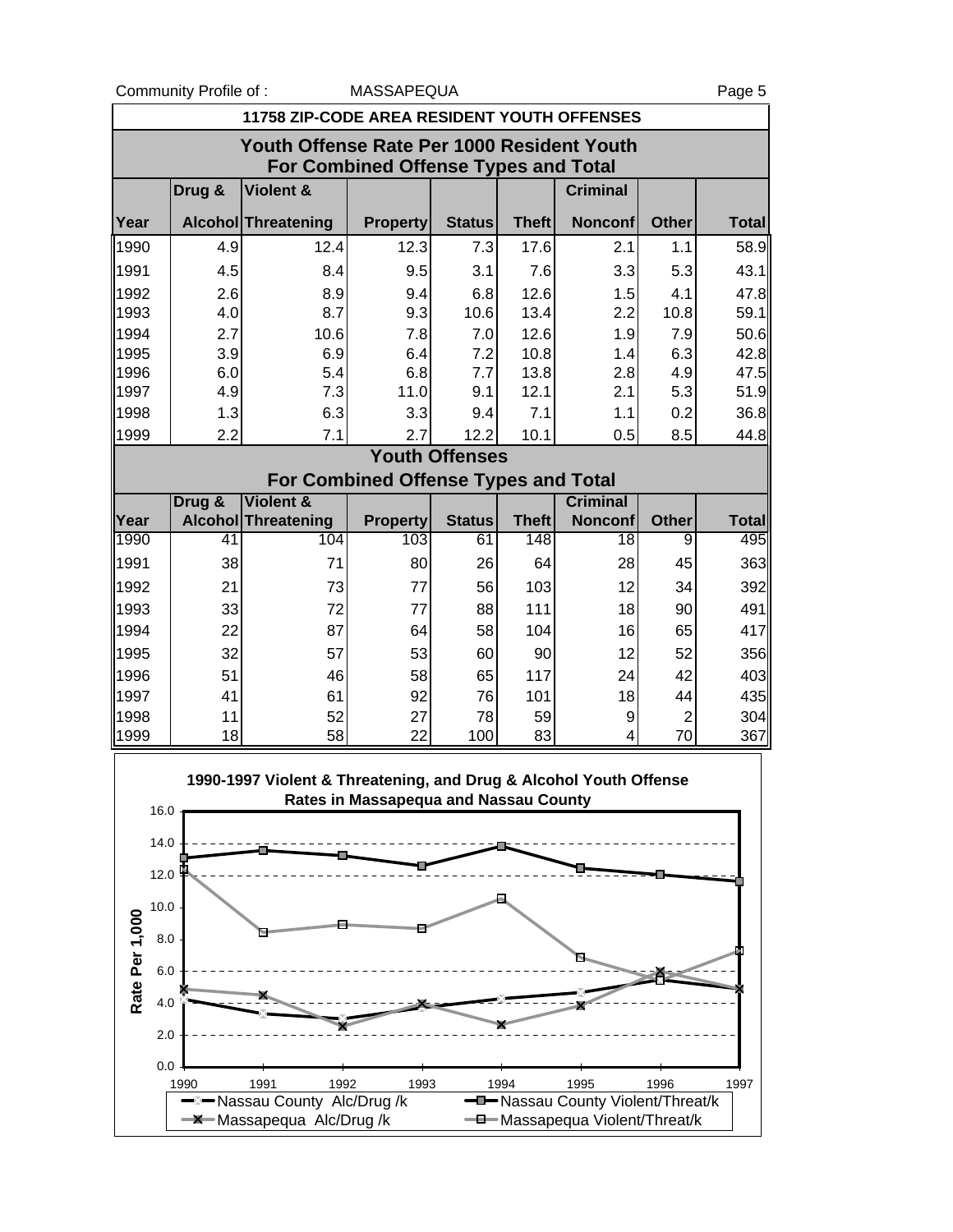Community Profile of : MASSAPEQUA

## 11758 ZIP-CODE AREA RESIDENT YOUTH OFFENSES

### Youth Offense Rate Per 1000 Resident Youth For Combined Offense Types and Total

| Year | Drug & Alcohol | Violent & Threatening | Property | Status | Theft | Criminal Nonconf | Other | Total |
|---|---|---|---|---|---|---|---|---|
| 1990 | 4.9 | 12.4 | 12.3 | 7.3 | 17.6 | 2.1 | 1.1 | 58.9 |
| 1991 | 4.5 | 8.4 | 9.5 | 3.1 | 7.6 | 3.3 | 5.3 | 43.1 |
| 1992 | 2.6 | 8.9 | 9.4 | 6.8 | 12.6 | 1.5 | 4.1 | 47.8 |
| 1993 | 4.0 | 8.7 | 9.3 | 10.6 | 13.4 | 2.2 | 10.8 | 59.1 |
| 1994 | 2.7 | 10.6 | 7.8 | 7.0 | 12.6 | 1.9 | 7.9 | 50.6 |
| 1995 | 3.9 | 6.9 | 6.4 | 7.2 | 10.8 | 1.4 | 6.3 | 42.8 |
| 1996 | 6.0 | 5.4 | 6.8 | 7.7 | 13.8 | 2.8 | 4.9 | 47.5 |
| 1997 | 4.9 | 7.3 | 11.0 | 9.1 | 12.1 | 2.1 | 5.3 | 51.9 |
| 1998 | 1.3 | 6.3 | 3.3 | 9.4 | 7.1 | 1.1 | 0.2 | 36.8 |
| 1999 | 2.2 | 7.1 | 2.7 | 12.2 | 10.1 | 0.5 | 8.5 | 44.8 |

### Youth Offenses For Combined Offense Types and Total

| Year | Drug & Alcohol | Violent & Threatening | Property | Status | Theft | Criminal Nonconf | Other | Total |
|---|---|---|---|---|---|---|---|---|
| 1990 | 41 | 104 | 103 | 61 | 148 | 18 | 9 | 495 |
| 1991 | 38 | 71 | 80 | 26 | 64 | 28 | 45 | 363 |
| 1992 | 21 | 73 | 77 | 56 | 103 | 12 | 34 | 392 |
| 1993 | 33 | 72 | 77 | 88 | 111 | 18 | 90 | 491 |
| 1994 | 22 | 87 | 64 | 58 | 104 | 16 | 65 | 417 |
| 1995 | 32 | 57 | 53 | 60 | 90 | 12 | 52 | 356 |
| 1996 | 51 | 46 | 58 | 65 | 117 | 24 | 42 | 403 |
| 1997 | 41 | 61 | 92 | 76 | 101 | 18 | 44 | 435 |
| 1998 | 11 | 52 | 27 | 78 | 59 | 9 | 2 | 304 |
| 1999 | 18 | 58 | 22 | 100 | 83 | 4 | 70 | 367 |

1990-1997 Violent & Threatening, and Drug & Alcohol Youth Offense Rates in Massapequa and Nassau County

Legend: Nassau County Alc/Drug /k; Nassau County Violent/Threat/k; Massapequa Alc/Drug /k; Massapequa Violent/Threat/k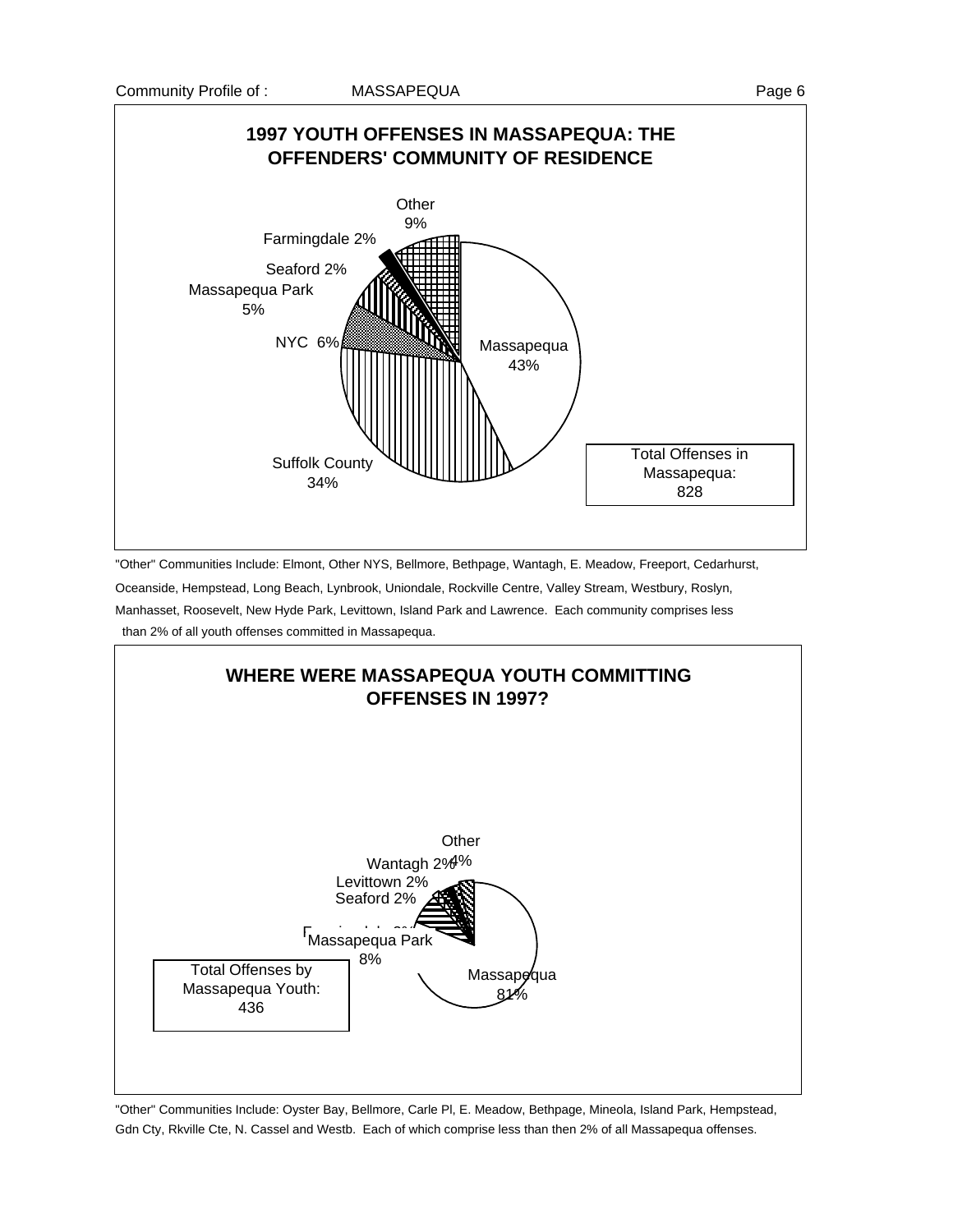## 1997 YOUTH OFFENSES IN MASSAPEQUA: THE OFFENDERS' COMMUNITY OF RESIDENCE

| Community | Percent |
|---|---|
| Massapequa | 43% |
| Suffolk County | 34% |
| NYC | 6% |
| Massapequa Park | 5% |
| Seaford | 2% |
| Farmingdale | 2% |
| Other | 9% |

Total Offenses in Massapequa: 828

"Other" Communities Include: Elmont, Other NYS, Bellmore, Bethpage, Wantagh, E. Meadow, Freeport, Cedarhurst, Oceanside, Hempstead, Long Beach, Lynbrook, Uniondale, Rockville Centre, Valley Stream, Westbury, Roslyn, Manhasset, Roosevelt, New Hyde Park, Levittown, Island Park and Lawrence. Each community comprises less than 2% of all youth offenses committed in Massapequa.

## WHERE WERE MASSAPEQUA YOUTH COMMITTING OFFENSES IN 1997?

| Community | Percent |
|---|---|
| Massapequa | 81% |
| Massapequa Park | 8% |
| Farmingdale | 2% |
| Seaford | 2% |
| Levittown | 2% |
| Wantagh | 2% |
| Other | 4% |

Total Offenses by Massapequa Youth: 436

"Other" Communities Include: Oyster Bay, Bellmore, Carle Pl, E. Meadow, Bethpage, Mineola, Island Park, Hempstead, Gdn Cty, Rkville Cte, N. Cassel and Westb. Each of which comprise less than then 2% of all Massapequa offenses.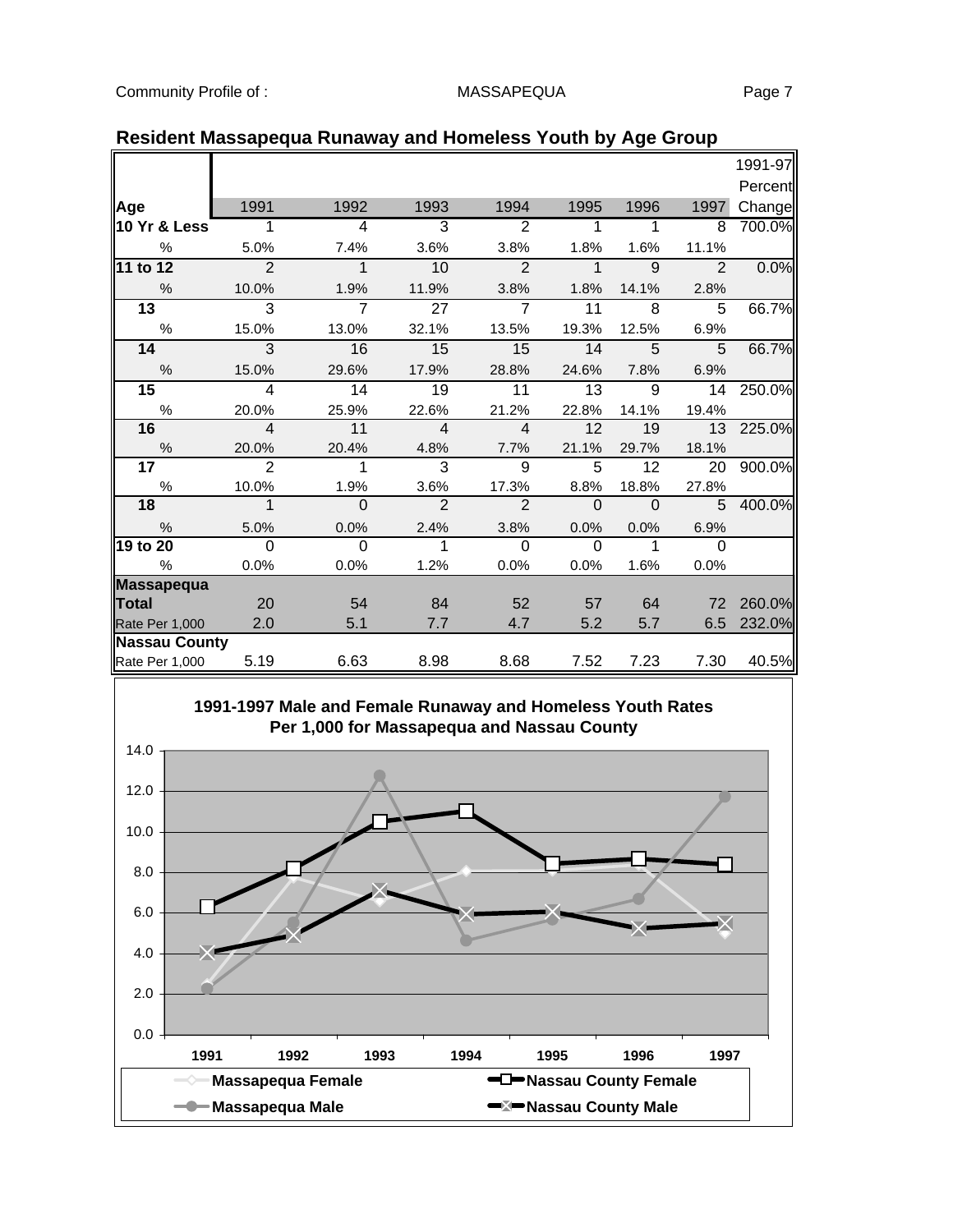## Resident Massapequa Runaway and Homeless Youth by Age Group

| Age | 1991 | 1992 | 1993 | 1994 | 1995 | 1996 | 1997 | 1991-97 Percent Change |
|---|---|---|---|---|---|---|---|---|
| **10 Yr & Less** | 1 | 4 | 3 | 2 | 1 | 1 | 8 | 700.0% |
| % | 5.0% | 7.4% | 3.6% | 3.8% | 1.8% | 1.6% | 11.1% | |
| **11 to 12** | 2 | 1 | 10 | 2 | 1 | 9 | 2 | 0.0% |
| % | 10.0% | 1.9% | 11.9% | 3.8% | 1.8% | 14.1% | 2.8% | |
| **13** | 3 | 7 | 27 | 7 | 11 | 8 | 5 | 66.7% |
| % | 15.0% | 13.0% | 32.1% | 13.5% | 19.3% | 12.5% | 6.9% | |
| **14** | 3 | 16 | 15 | 15 | 14 | 5 | 5 | 66.7% |
| % | 15.0% | 29.6% | 17.9% | 28.8% | 24.6% | 7.8% | 6.9% | |
| **15** | 4 | 14 | 19 | 11 | 13 | 9 | 14 | 250.0% |
| % | 20.0% | 25.9% | 22.6% | 21.2% | 22.8% | 14.1% | 19.4% | |
| **16** | 4 | 11 | 4 | 4 | 12 | 19 | 13 | 225.0% |
| % | 20.0% | 20.4% | 4.8% | 7.7% | 21.1% | 29.7% | 18.1% | |
| **17** | 2 | 1 | 3 | 9 | 5 | 12 | 20 | 900.0% |
| % | 10.0% | 1.9% | 3.6% | 17.3% | 8.8% | 18.8% | 27.8% | |
| **18** | 1 | 0 | 2 | 2 | 0 | 0 | 5 | 400.0% |
| % | 5.0% | 0.0% | 2.4% | 3.8% | 0.0% | 0.0% | 6.9% | |
| **19 to 20** | 0 | 0 | 1 | 0 | 0 | 1 | 0 | |
| % | 0.0% | 0.0% | 1.2% | 0.0% | 0.0% | 1.6% | 0.0% | |
| **Massapequa Total** | 20 | 54 | 84 | 52 | 57 | 64 | 72 | 260.0% |
| Rate Per 1,000 | 2.0 | 5.1 | 7.7 | 4.7 | 5.2 | 5.7 | 6.5 | 232.0% |
| **Nassau County** | | | | | | | | |
| Rate Per 1,000 | 5.19 | 6.63 | 8.98 | 8.68 | 7.52 | 7.23 | 7.30 | 40.5% |

**1991-1997 Male and Female Runaway and Homeless Youth Rates Per 1,000 for Massapequa and Nassau County**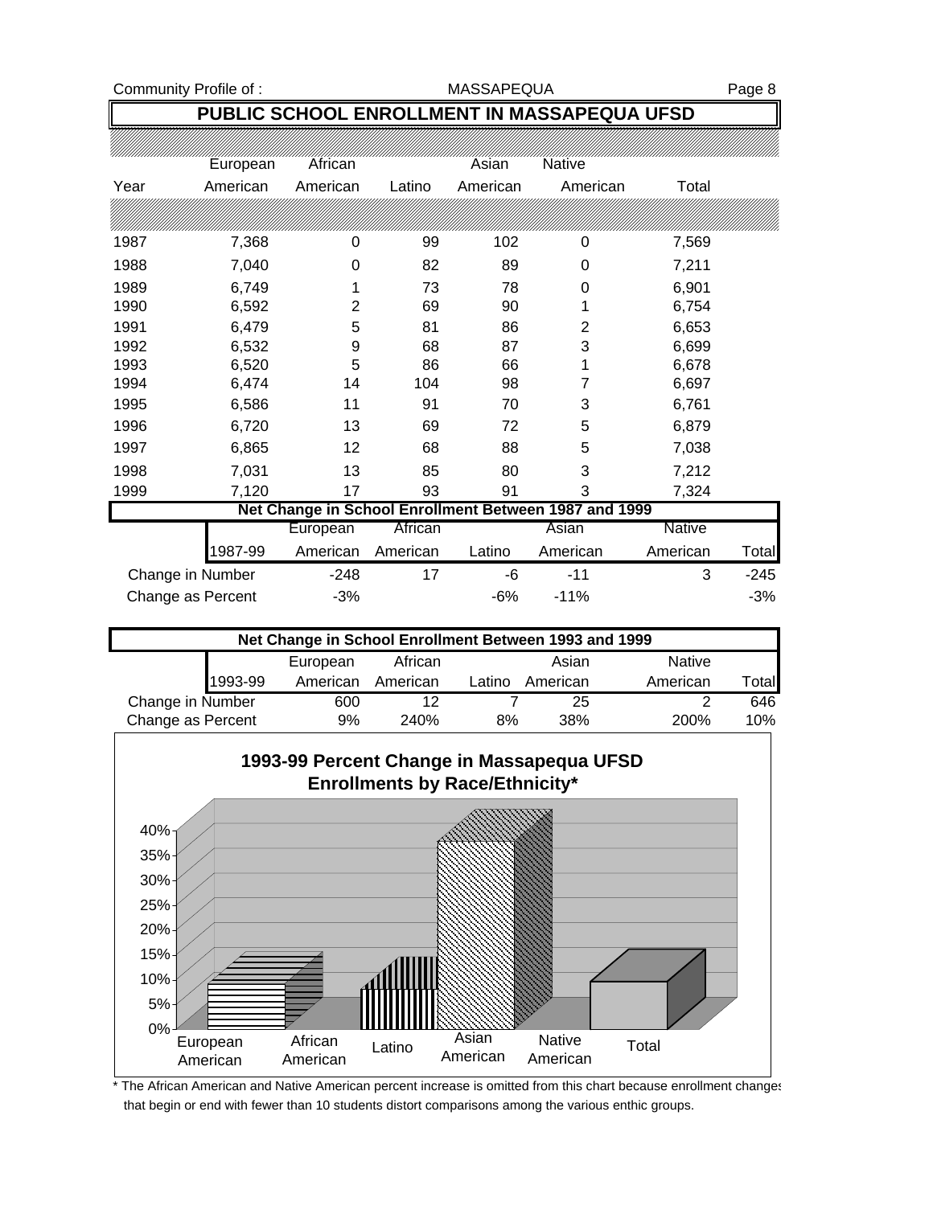# PUBLIC SCHOOL ENROLLMENT IN MASSAPEQUA UFSD

| Year | European American | African American | Latino | Asian American | Native American | Total |
|---|---|---|---|---|---|---|
| 1987 | 7,368 | 0 | 99 | 102 | 0 | 7,569 |
| 1988 | 7,040 | 0 | 82 | 89 | 0 | 7,211 |
| 1989 | 6,749 | 1 | 73 | 78 | 0 | 6,901 |
| 1990 | 6,592 | 2 | 69 | 90 | 1 | 6,754 |
| 1991 | 6,479 | 5 | 81 | 86 | 2 | 6,653 |
| 1992 | 6,532 | 9 | 68 | 87 | 3 | 6,699 |
| 1993 | 6,520 | 5 | 86 | 66 | 1 | 6,678 |
| 1994 | 6,474 | 14 | 104 | 98 | 7 | 6,697 |
| 1995 | 6,586 | 11 | 91 | 70 | 3 | 6,761 |
| 1996 | 6,720 | 13 | 69 | 72 | 5 | 6,879 |
| 1997 | 6,865 | 12 | 68 | 88 | 5 | 7,038 |
| 1998 | 7,031 | 13 | 85 | 80 | 3 | 7,212 |
| 1999 | 7,120 | 17 | 93 | 91 | 3 | 7,324 |

## Net Change in School Enrollment Between 1987 and 1999

| 1987-99 | European American | African American | Latino | Asian American | Native American | Total |
|---|---|---|---|---|---|---|
| Change in Number | -248 | 17 | -6 | -11 | 3 | -245 |
| Change as Percent | -3% | | -6% | -11% | | -3% |

## Net Change in School Enrollment Between 1993 and 1999

| 1993-99 | European American | African American | Latino | Asian American | Native American | Total |
|---|---|---|---|---|---|---|
| Change in Number | 600 | 12 | 7 | 25 | 2 | 646 |
| Change as Percent | 9% | 240% | 8% | 38% | 200% | 10% |

## 1993-99 Percent Change in Massapequa UFSD Enrollments by Race/Ethnicity*

\* The African American and Native American percent increase is omitted from this chart because enrollment changes that begin or end with fewer than 10 students distort comparisons among the various enthic groups.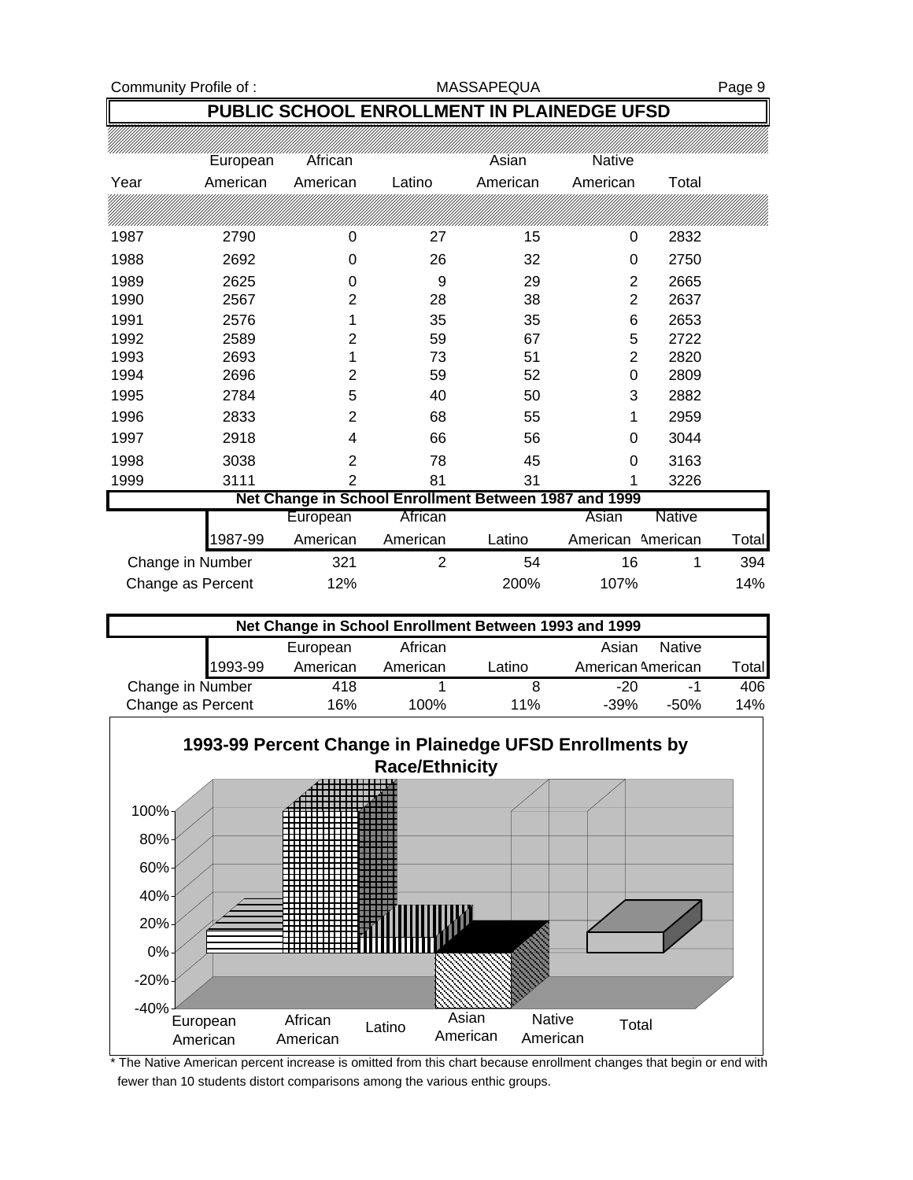## PUBLIC SCHOOL ENROLLMENT IN PLAINEDGE UFSD

| Year | European American | African American | Latino | Asian American | Native American | Total |
|---|---|---|---|---|---|---|
| 1987 | 2790 | 0 | 27 | 15 | 0 | 2832 |
| 1988 | 2692 | 0 | 26 | 32 | 0 | 2750 |
| 1989 | 2625 | 0 | 9 | 29 | 2 | 2665 |
| 1990 | 2567 | 2 | 28 | 38 | 2 | 2637 |
| 1991 | 2576 | 1 | 35 | 35 | 6 | 2653 |
| 1992 | 2589 | 2 | 59 | 67 | 5 | 2722 |
| 1993 | 2693 | 1 | 73 | 51 | 2 | 2820 |
| 1994 | 2696 | 2 | 59 | 52 | 0 | 2809 |
| 1995 | 2784 | 5 | 40 | 50 | 3 | 2882 |
| 1996 | 2833 | 2 | 68 | 55 | 1 | 2959 |
| 1997 | 2918 | 4 | 66 | 56 | 0 | 3044 |
| 1998 | 3038 | 2 | 78 | 45 | 0 | 3163 |
| 1999 | 3111 | 2 | 81 | 31 | 1 | 3226 |

### Net Change in School Enrollment Between 1987 and 1999

| 1987-99 | European American | African American | Latino | Asian American | Native American | Total |
|---|---|---|---|---|---|---|
| Change in Number | 321 | 2 | 54 | 16 | 1 | 394 |
| Change as Percent | 12% | | 200% | 107% | | 14% |

### Net Change in School Enrollment Between 1993 and 1999

| 1993-99 | European American | African American | Latino | Asian American | Native American | Total |
|---|---|---|---|---|---|---|
| Change in Number | 418 | 1 | 8 | -20 | -1 | 406 |
| Change as Percent | 16% | 100% | 11% | -39% | -50% | 14% |

**1993-99 Percent Change in Plainedge UFSD Enrollments by Race/Ethnicity**

\* The Native American percent increase is omitted from this chart because enrollment changes that begin or end with fewer than 10 students distort comparisons among the various enthic groups.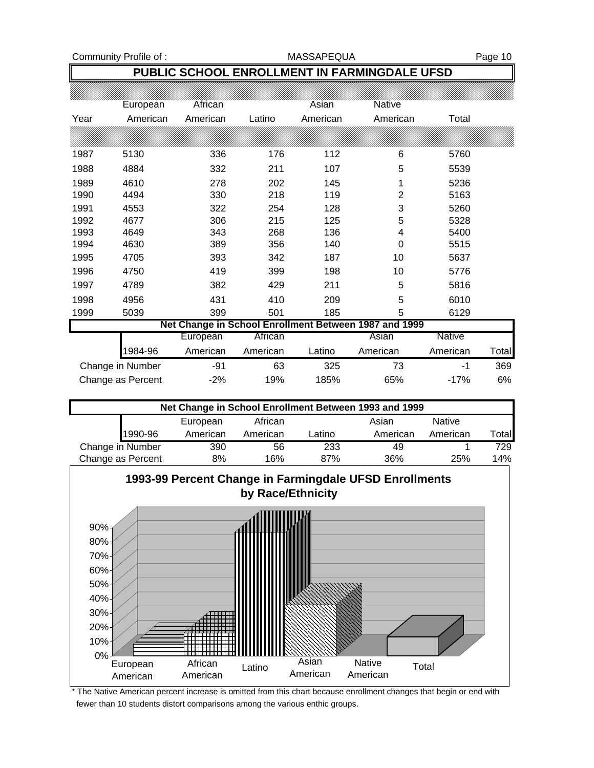## PUBLIC SCHOOL ENROLLMENT IN FARMINGDALE UFSD

| Year | European American | African American | Latino | Asian American | Native American | Total |
|---|---|---|---|---|---|---|
| 1987 | 5130 | 336 | 176 | 112 | 6 | 5760 |
| 1988 | 4884 | 332 | 211 | 107 | 5 | 5539 |
| 1989 | 4610 | 278 | 202 | 145 | 1 | 5236 |
| 1990 | 4494 | 330 | 218 | 119 | 2 | 5163 |
| 1991 | 4553 | 322 | 254 | 128 | 3 | 5260 |
| 1992 | 4677 | 306 | 215 | 125 | 5 | 5328 |
| 1993 | 4649 | 343 | 268 | 136 | 4 | 5400 |
| 1994 | 4630 | 389 | 356 | 140 | 0 | 5515 |
| 1995 | 4705 | 393 | 342 | 187 | 10 | 5637 |
| 1996 | 4750 | 419 | 399 | 198 | 10 | 5776 |
| 1997 | 4789 | 382 | 429 | 211 | 5 | 5816 |
| 1998 | 4956 | 431 | 410 | 209 | 5 | 6010 |
| 1999 | 5039 | 399 | 501 | 185 | 5 | 6129 |

### Net Change in School Enrollment Between 1987 and 1999

| 1984-96 | European American | African American | Latino | Asian American | Native American | Total |
|---|---|---|---|---|---|---|
| Change in Number | -91 | 63 | 325 | 73 | -1 | 369 |
| Change as Percent | -2% | 19% | 185% | 65% | -17% | 6% |

### Net Change in School Enrollment Between 1993 and 1999

| 1990-96 | European American | African American | Latino | Asian American | Native American | Total |
|---|---|---|---|---|---|---|
| Change in Number | 390 | 56 | 233 | 49 | 1 | 729 |
| Change as Percent | 8% | 16% | 87% | 36% | 25% | 14% |

### 1993-99 Percent Change in Farmingdale UFSD Enrollments by Race/Ethnicity

\* The Native American percent increase is omitted from this chart because enrollment changes that begin or end with fewer than 10 students distort comparisons among the various enthic groups.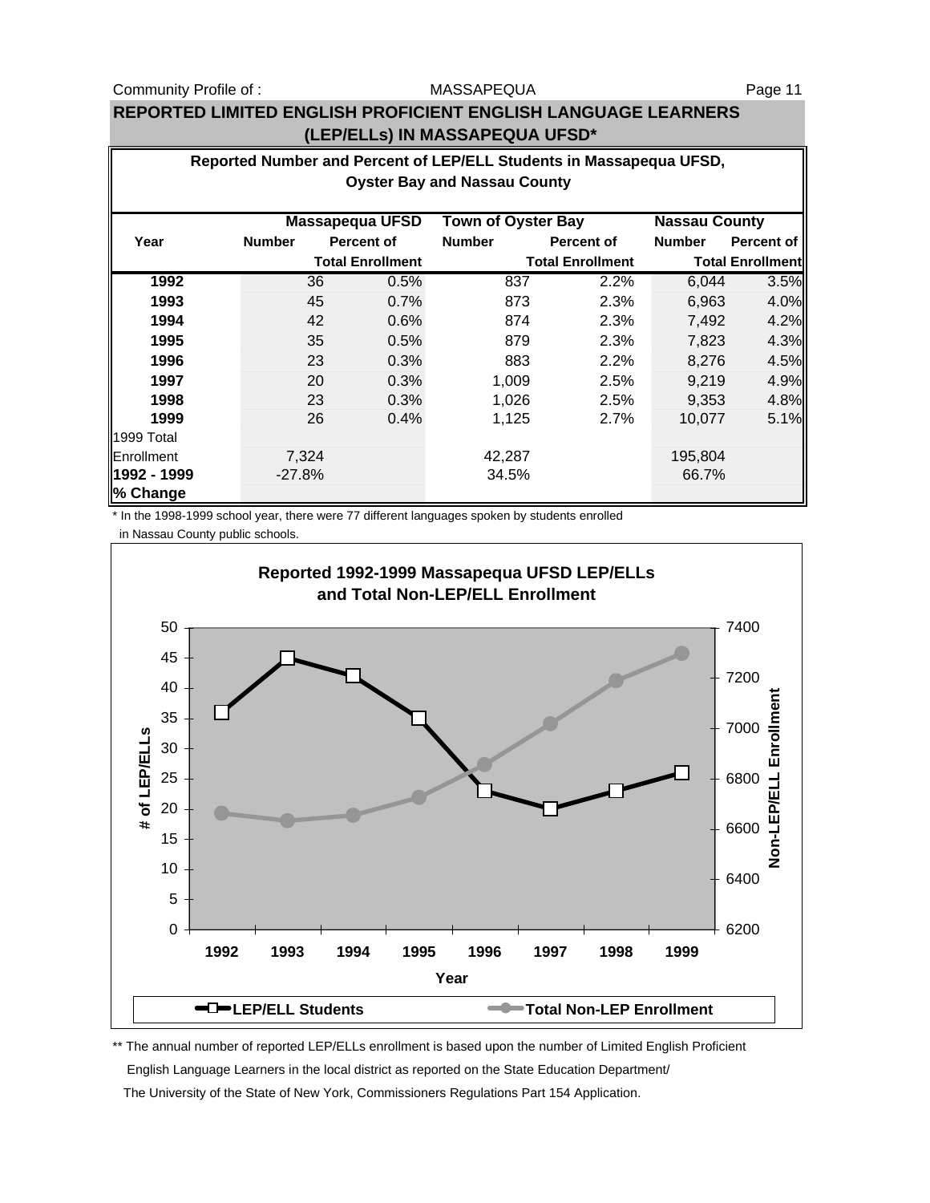# REPORTED LIMITED ENGLISH PROFICIENT ENGLISH LANGUAGE LEARNERS (LEP/ELLs) IN MASSAPEQUA UFSD*

## Reported Number and Percent of LEP/ELL Students in Massapequa UFSD, Oyster Bay and Nassau County

| | Massapequa UFSD | | Town of Oyster Bay | | Nassau County | |
|---|---|---|---|---|---|---|
| **Year** | **Number** | **Percent of Total Enrollment** | **Number** | **Percent of Total Enrollment** | **Number** | **Percent of Total Enrollment** |
| **1992** | 36 | 0.5% | 837 | 2.2% | 6,044 | 3.5% |
| **1993** | 45 | 0.7% | 873 | 2.3% | 6,963 | 4.0% |
| **1994** | 42 | 0.6% | 874 | 2.3% | 7,492 | 4.2% |
| **1995** | 35 | 0.5% | 879 | 2.3% | 7,823 | 4.3% |
| **1996** | 23 | 0.3% | 883 | 2.2% | 8,276 | 4.5% |
| **1997** | 20 | 0.3% | 1,009 | 2.5% | 9,219 | 4.9% |
| **1998** | 23 | 0.3% | 1,026 | 2.5% | 9,353 | 4.8% |
| **1999** | 26 | 0.4% | 1,125 | 2.7% | 10,077 | 5.1% |
| 1999 Total Enrollment | 7,324 | | 42,287 | | 195,804 | |
| **1992 - 1999 % Change** | -27.8% | | 34.5% | | 66.7% | |

\* In the 1998-1999 school year, there were 77 different languages spoken by students enrolled in Nassau County public schools.

**Reported 1992-1999 Massapequa UFSD LEP/ELLs and Total Non-LEP/ELL Enrollment**

\*\* The annual number of reported LEP/ELLs enrollment is based upon the number of Limited English Proficient English Language Learners in the local district as reported on the State Education Department/ The University of the State of New York, Commissioners Regulations Part 154 Application.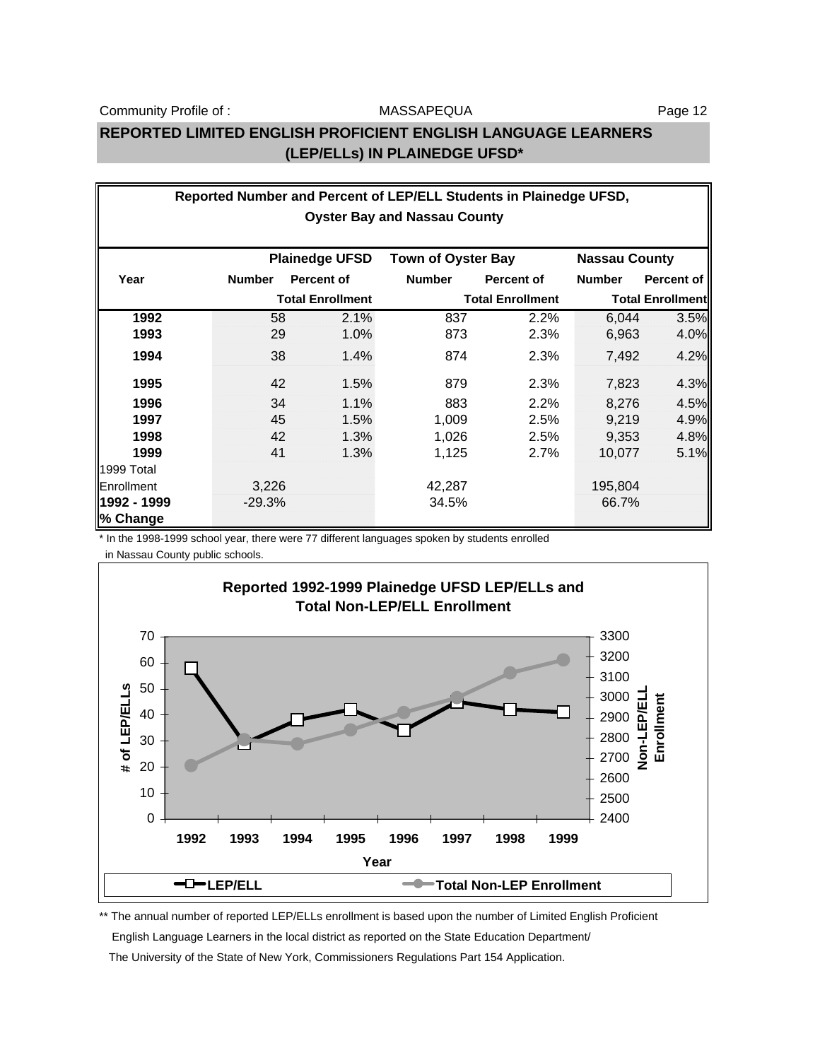## REPORTED LIMITED ENGLISH PROFICIENT ENGLISH LANGUAGE LEARNERS (LEP/ELLs) IN PLAINEDGE UFSD*

### Reported Number and Percent of LEP/ELL Students in Plainedge UFSD, Oyster Bay and Nassau County

| Year | Plainedge UFSD | | Town of Oyster Bay | | Nassau County | |
|---|---|---|---|---|---|---|
| | Number | Percent of Total Enrollment | Number | Percent of Total Enrollment | Number | Percent of Total Enrollment |
| **1992** | 58 | 2.1% | 837 | 2.2% | 6,044 | 3.5% |
| **1993** | 29 | 1.0% | 873 | 2.3% | 6,963 | 4.0% |
| **1994** | 38 | 1.4% | 874 | 2.3% | 7,492 | 4.2% |
| **1995** | 42 | 1.5% | 879 | 2.3% | 7,823 | 4.3% |
| **1996** | 34 | 1.1% | 883 | 2.2% | 8,276 | 4.5% |
| **1997** | 45 | 1.5% | 1,009 | 2.5% | 9,219 | 4.9% |
| **1998** | 42 | 1.3% | 1,026 | 2.5% | 9,353 | 4.8% |
| **1999** | 41 | 1.3% | 1,125 | 2.7% | 10,077 | 5.1% |
| 1999 Total Enrollment | 3,226 | | 42,287 | | 195,804 | |
| **1992 - 1999 % Change** | -29.3% | | 34.5% | | 66.7% | |

\* In the 1998-1999 school year, there were 77 different languages spoken by students enrolled in Nassau County public schools.

**Reported 1992-1999 Plainedge UFSD LEP/ELLs and Total Non-LEP/ELL Enrollment**

** The annual number of reported LEP/ELLs enrollment is based upon the number of Limited English Proficient English Language Learners in the local district as reported on the State Education Department/ The University of the State of New York, Commissioners Regulations Part 154 Application.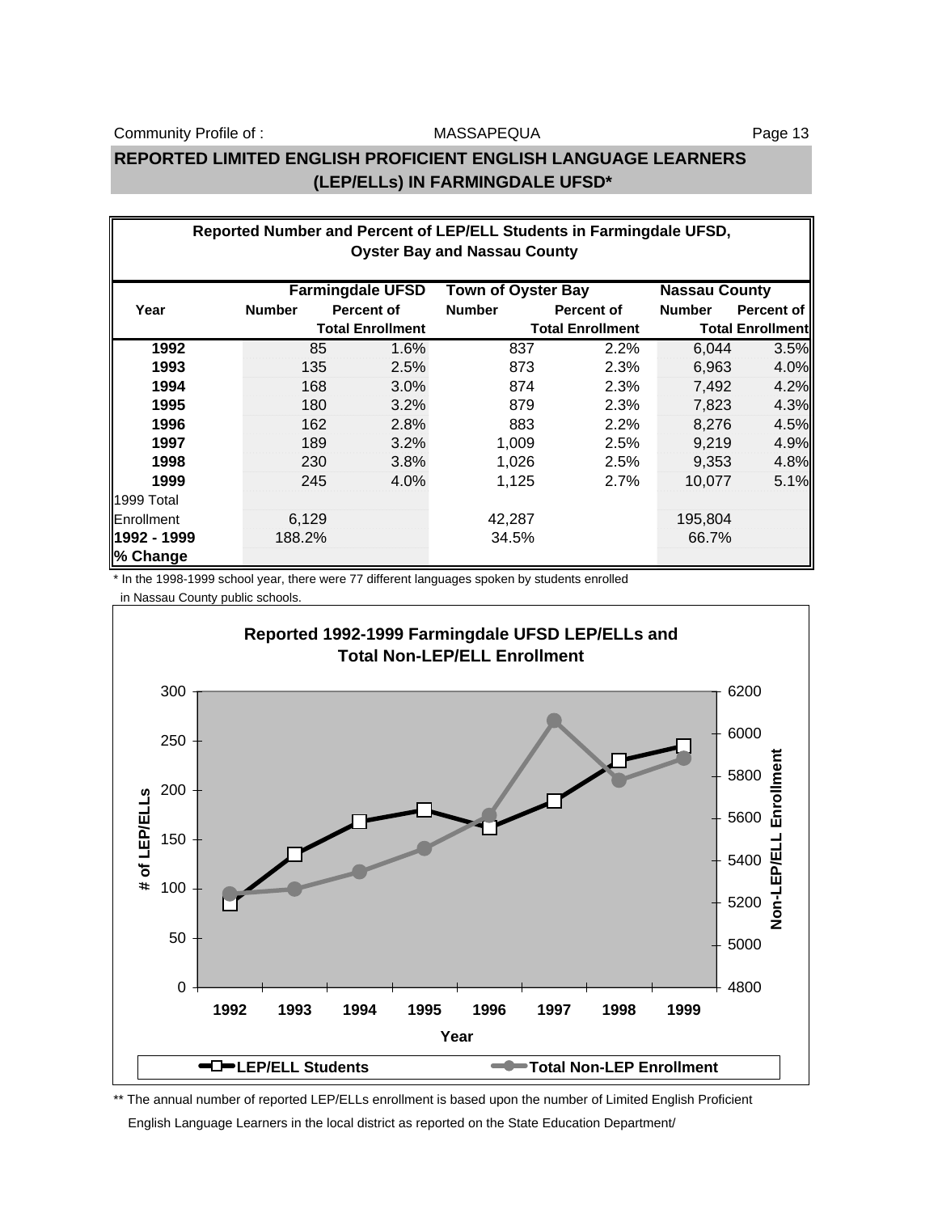## REPORTED LIMITED ENGLISH PROFICIENT ENGLISH LANGUAGE LEARNERS (LEP/ELLs) IN FARMINGDALE UFSD*

### Reported Number and Percent of LEP/ELL Students in Farmingdale UFSD, Oyster Bay and Nassau County

| Year | Farmingdale UFSD | | Town of Oyster Bay | | Nassau County | |
|---|---|---|---|---|---|---|
| | Number | Percent of Total Enrollment | Number | Percent of Total Enrollment | Number | Percent of Total Enrollment |
| **1992** | 85 | 1.6% | 837 | 2.2% | 6,044 | 3.5% |
| **1993** | 135 | 2.5% | 873 | 2.3% | 6,963 | 4.0% |
| **1994** | 168 | 3.0% | 874 | 2.3% | 7,492 | 4.2% |
| **1995** | 180 | 3.2% | 879 | 2.3% | 7,823 | 4.3% |
| **1996** | 162 | 2.8% | 883 | 2.2% | 8,276 | 4.5% |
| **1997** | 189 | 3.2% | 1,009 | 2.5% | 9,219 | 4.9% |
| **1998** | 230 | 3.8% | 1,026 | 2.5% | 9,353 | 4.8% |
| **1999** | 245 | 4.0% | 1,125 | 2.7% | 10,077 | 5.1% |
| 1999 Total Enrollment | 6,129 | | 42,287 | | 195,804 | |
| **1992 - 1999 % Change** | 188.2% | | 34.5% | | 66.7% | |

\* In the 1998-1999 school year, there were 77 different languages spoken by students enrolled in Nassau County public schools.

### Reported 1992-1999 Farmingdale UFSD LEP/ELLs and Total Non-LEP/ELL Enrollment

** The annual number of reported LEP/ELLs enrollment is based upon the number of Limited English Proficient English Language Learners in the local district as reported on the State Education Department/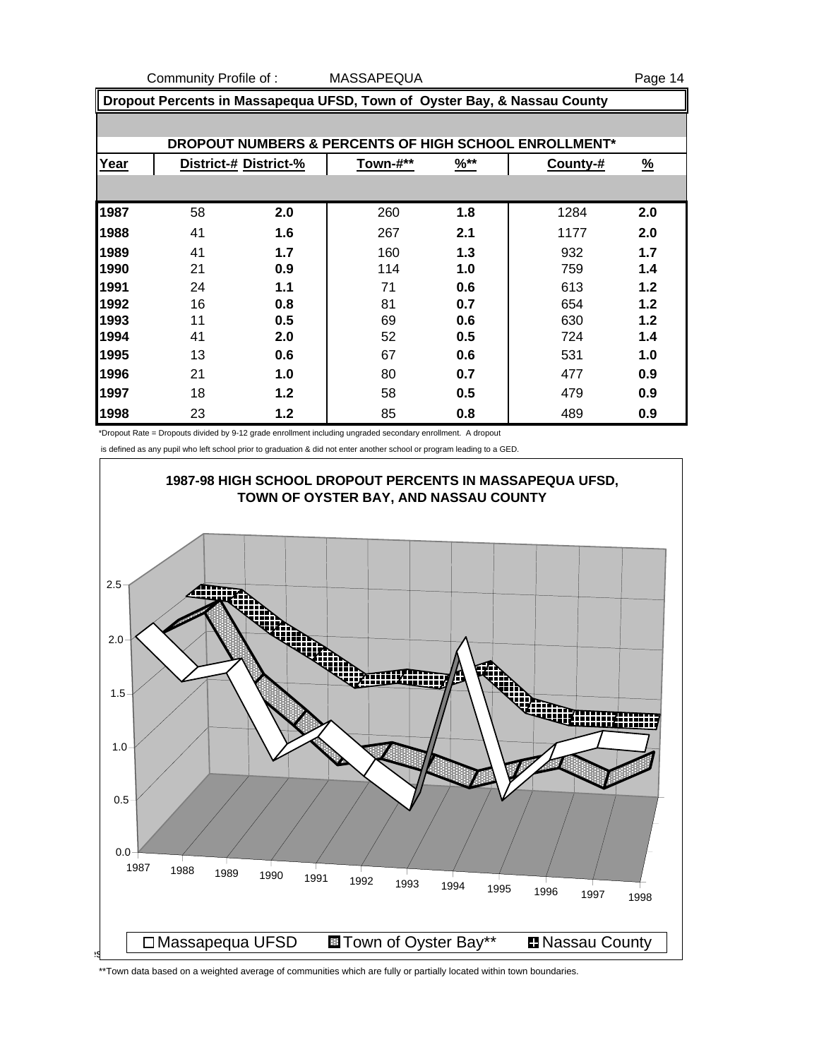## Dropout Percents in Massapequa UFSD, Town of Oyster Bay, & Nassau County

### DROPOUT NUMBERS & PERCENTS OF HIGH SCHOOL ENROLLMENT*

| Year | District-# | District-% | Town-#** | %** | County-# | % |
|---|---|---|---|---|---|---|
| 1987 | 58 | **2.0** | 260 | **1.8** | 1284 | **2.0** |
| 1988 | 41 | **1.6** | 267 | **2.1** | 1177 | **2.0** |
| 1989 | 41 | **1.7** | 160 | **1.3** | 932 | **1.7** |
| 1990 | 21 | **0.9** | 114 | **1.0** | 759 | **1.4** |
| 1991 | 24 | **1.1** | 71 | **0.6** | 613 | **1.2** |
| 1992 | 16 | **0.8** | 81 | **0.7** | 654 | **1.2** |
| 1993 | 11 | **0.5** | 69 | **0.6** | 630 | **1.2** |
| 1994 | 41 | **2.0** | 52 | **0.5** | 724 | **1.4** |
| 1995 | 13 | **0.6** | 67 | **0.6** | 531 | **1.0** |
| 1996 | 21 | **1.0** | 80 | **0.7** | 477 | **0.9** |
| 1997 | 18 | **1.2** | 58 | **0.5** | 479 | **0.9** |
| 1998 | 23 | **1.2** | 85 | **0.8** | 489 | **0.9** |

*Dropout Rate = Dropouts divided by 9-12 grade enrollment including ungraded secondary enrollment. A dropout is defined as any pupil who left school prior to graduation & did not enter another school or program leading to a GED.

**1987-98 HIGH SCHOOL DROPOUT PERCENTS IN MASSAPEQUA UFSD, TOWN OF OYSTER BAY, AND NASSAU COUNTY**

Legend: Massapequa UFSD; Town of Oyster Bay**; Nassau County

**Town data based on a weighted average of communities which are fully or partially located within town boundaries.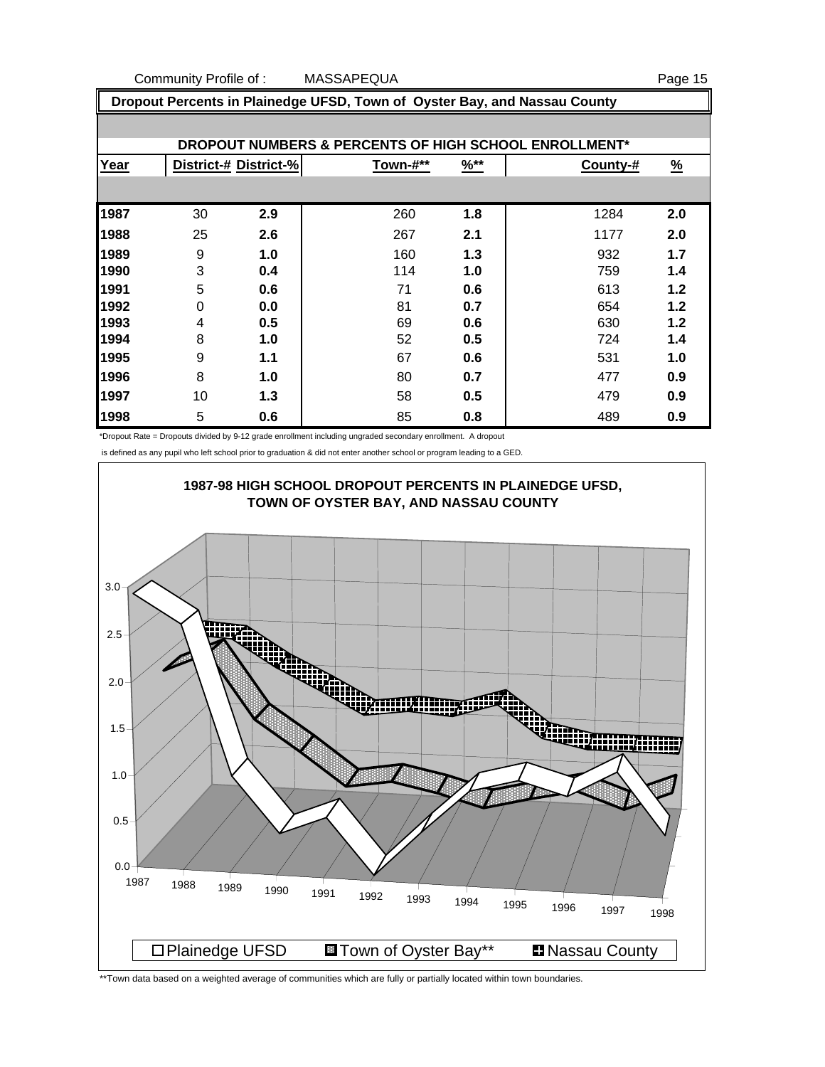## Dropout Percents in Plainedge UFSD, Town of Oyster Bay, and Nassau County

### DROPOUT NUMBERS & PERCENTS OF HIGH SCHOOL ENROLLMENT*

| Year | District-# | District-% | Town-#** | %** | County-# | % |
|---|---|---|---|---|---|---|
| 1987 | 30 | **2.9** | 260 | **1.8** | 1284 | **2.0** |
| 1988 | 25 | **2.6** | 267 | **2.1** | 1177 | **2.0** |
| 1989 | 9 | **1.0** | 160 | **1.3** | 932 | **1.7** |
| 1990 | 3 | **0.4** | 114 | **1.0** | 759 | **1.4** |
| 1991 | 5 | **0.6** | 71 | **0.6** | 613 | **1.2** |
| 1992 | 0 | **0.0** | 81 | **0.7** | 654 | **1.2** |
| 1993 | 4 | **0.5** | 69 | **0.6** | 630 | **1.2** |
| 1994 | 8 | **1.0** | 52 | **0.5** | 724 | **1.4** |
| 1995 | 9 | **1.1** | 67 | **0.6** | 531 | **1.0** |
| 1996 | 8 | **1.0** | 80 | **0.7** | 477 | **0.9** |
| 1997 | 10 | **1.3** | 58 | **0.5** | 479 | **0.9** |
| 1998 | 5 | **0.6** | 85 | **0.8** | 489 | **0.9** |

*Dropout Rate = Dropouts divided by 9-12 grade enrollment including ungraded secondary enrollment. A dropout is defined as any pupil who left school prior to graduation & did not enter another school or program leading to a GED.

**1987-98 HIGH SCHOOL DROPOUT PERCENTS IN PLAINEDGE UFSD, TOWN OF OYSTER BAY, AND NASSAU COUNTY**

Legend: Plainedge UFSD; Town of Oyster Bay**; Nassau County

**Town data based on a weighted average of communities which are fully or partially located within town boundaries.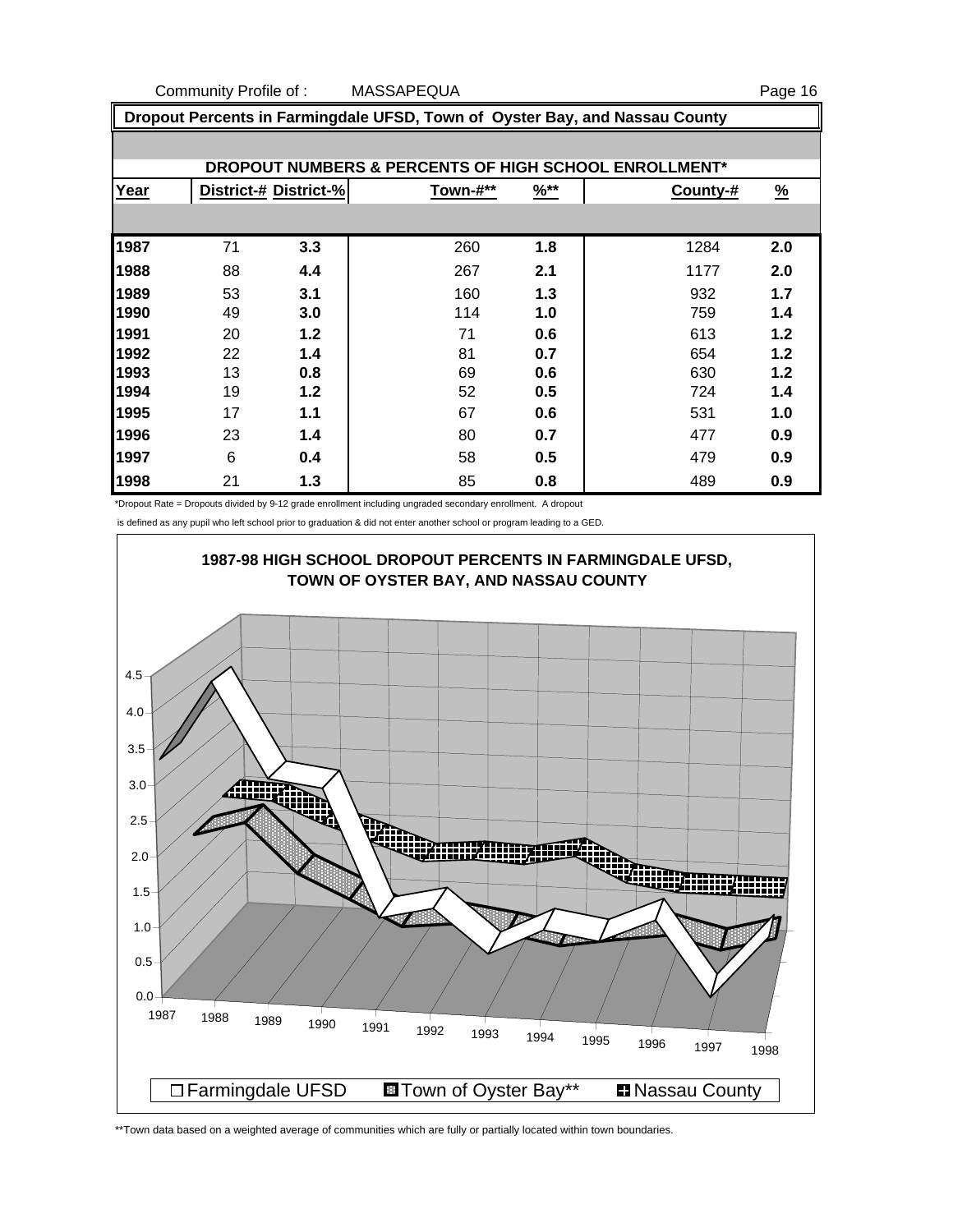## Dropout Percents in Farmingdale UFSD, Town of Oyster Bay, and Nassau County

### DROPOUT NUMBERS & PERCENTS OF HIGH SCHOOL ENROLLMENT*

| Year | District-# | District-% | Town-#** | %** | County-# | % |
|---|---|---|---|---|---|---|
| 1987 | 71 | 3.3 | 260 | 1.8 | 1284 | 2.0 |
| 1988 | 88 | 4.4 | 267 | 2.1 | 1177 | 2.0 |
| 1989 | 53 | 3.1 | 160 | 1.3 | 932 | 1.7 |
| 1990 | 49 | 3.0 | 114 | 1.0 | 759 | 1.4 |
| 1991 | 20 | 1.2 | 71 | 0.6 | 613 | 1.2 |
| 1992 | 22 | 1.4 | 81 | 0.7 | 654 | 1.2 |
| 1993 | 13 | 0.8 | 69 | 0.6 | 630 | 1.2 |
| 1994 | 19 | 1.2 | 52 | 0.5 | 724 | 1.4 |
| 1995 | 17 | 1.1 | 67 | 0.6 | 531 | 1.0 |
| 1996 | 23 | 1.4 | 80 | 0.7 | 477 | 0.9 |
| 1997 | 6 | 0.4 | 58 | 0.5 | 479 | 0.9 |
| 1998 | 21 | 1.3 | 85 | 0.8 | 489 | 0.9 |

*Dropout Rate = Dropouts divided by 9-12 grade enrollment including ungraded secondary enrollment. A dropout is defined as any pupil who left school prior to graduation & did not enter another school or program leading to a GED.

**1987-98 HIGH SCHOOL DROPOUT PERCENTS IN FARMINGDALE UFSD, TOWN OF OYSTER BAY, AND NASSAU COUNTY**

Farmingdale UFSD | Town of Oyster Bay** | Nassau County

**Town data based on a weighted average of communities which are fully or partially located within town boundaries.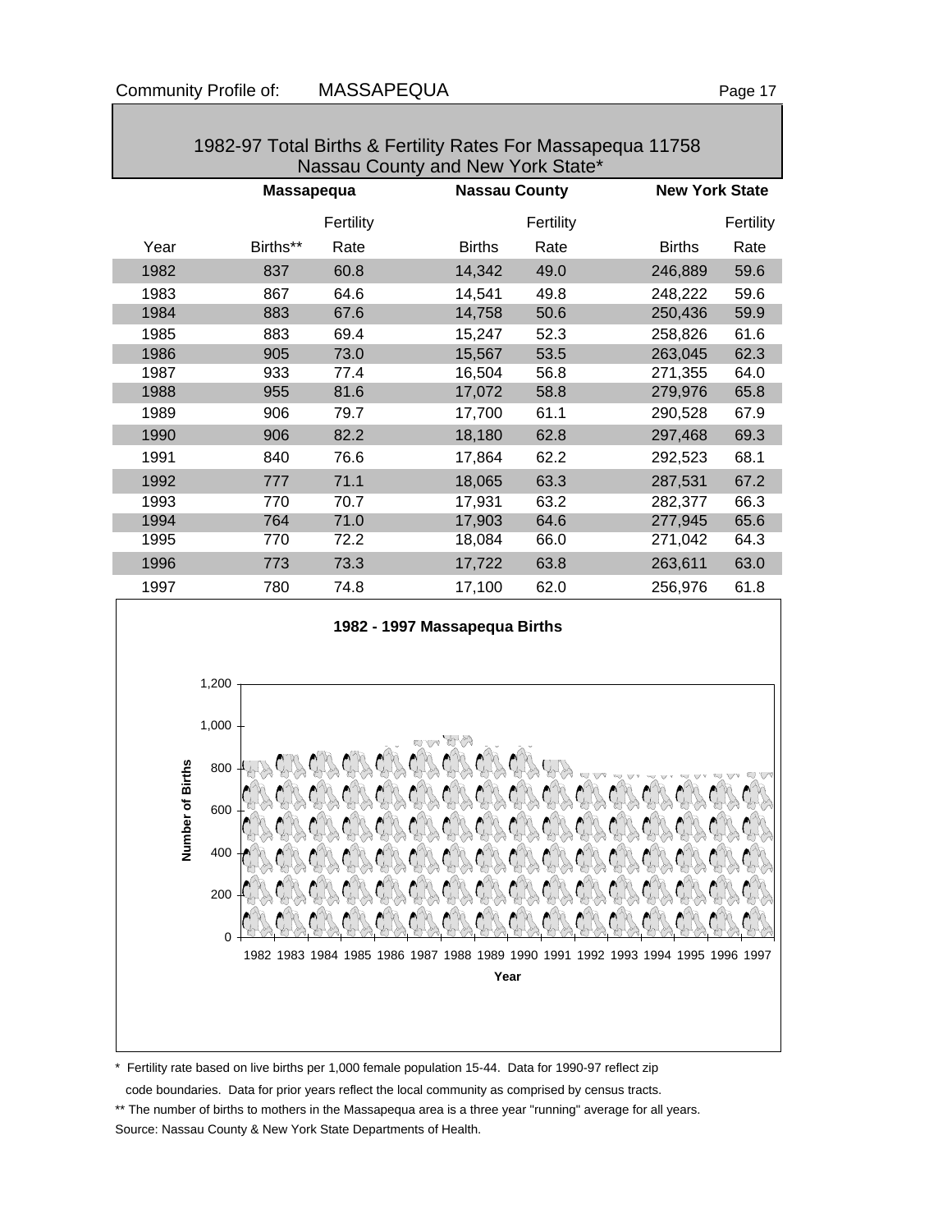## 1982-97 Total Births & Fertility Rates For Massapequa 11758 Nassau County and New York State*

| | Massapequa | | Nassau County | | New York State | |
|---|---|---|---|---|---|---|
| Year | Births** | Fertility Rate | Births | Fertility Rate | Births | Fertility Rate |
| 1982 | 837 | 60.8 | 14,342 | 49.0 | 246,889 | 59.6 |
| 1983 | 867 | 64.6 | 14,541 | 49.8 | 248,222 | 59.6 |
| 1984 | 883 | 67.6 | 14,758 | 50.6 | 250,436 | 59.9 |
| 1985 | 883 | 69.4 | 15,247 | 52.3 | 258,826 | 61.6 |
| 1986 | 905 | 73.0 | 15,567 | 53.5 | 263,045 | 62.3 |
| 1987 | 933 | 77.4 | 16,504 | 56.8 | 271,355 | 64.0 |
| 1988 | 955 | 81.6 | 17,072 | 58.8 | 279,976 | 65.8 |
| 1989 | 906 | 79.7 | 17,700 | 61.1 | 290,528 | 67.9 |
| 1990 | 906 | 82.2 | 18,180 | 62.8 | 297,468 | 69.3 |
| 1991 | 840 | 76.6 | 17,864 | 62.2 | 292,523 | 68.1 |
| 1992 | 777 | 71.1 | 18,065 | 63.3 | 287,531 | 67.2 |
| 1993 | 770 | 70.7 | 17,931 | 63.2 | 282,377 | 66.3 |
| 1994 | 764 | 71.0 | 17,903 | 64.6 | 277,945 | 65.6 |
| 1995 | 770 | 72.2 | 18,084 | 66.0 | 271,042 | 64.3 |
| 1996 | 773 | 73.3 | 17,722 | 63.8 | 263,611 | 63.0 |
| 1997 | 780 | 74.8 | 17,100 | 62.0 | 256,976 | 61.8 |

**1982 - 1997 Massapequa Births**

Number of Births (0 – 1,200) by Year (1982 – 1997)

\* Fertility rate based on live births per 1,000 female population 15-44. Data for 1990-97 reflect zip code boundaries. Data for prior years reflect the local community as comprised by census tracts.

** The number of births to mothers in the Massapequa area is a three year "running" average for all years.

Source: Nassau County & New York State Departments of Health.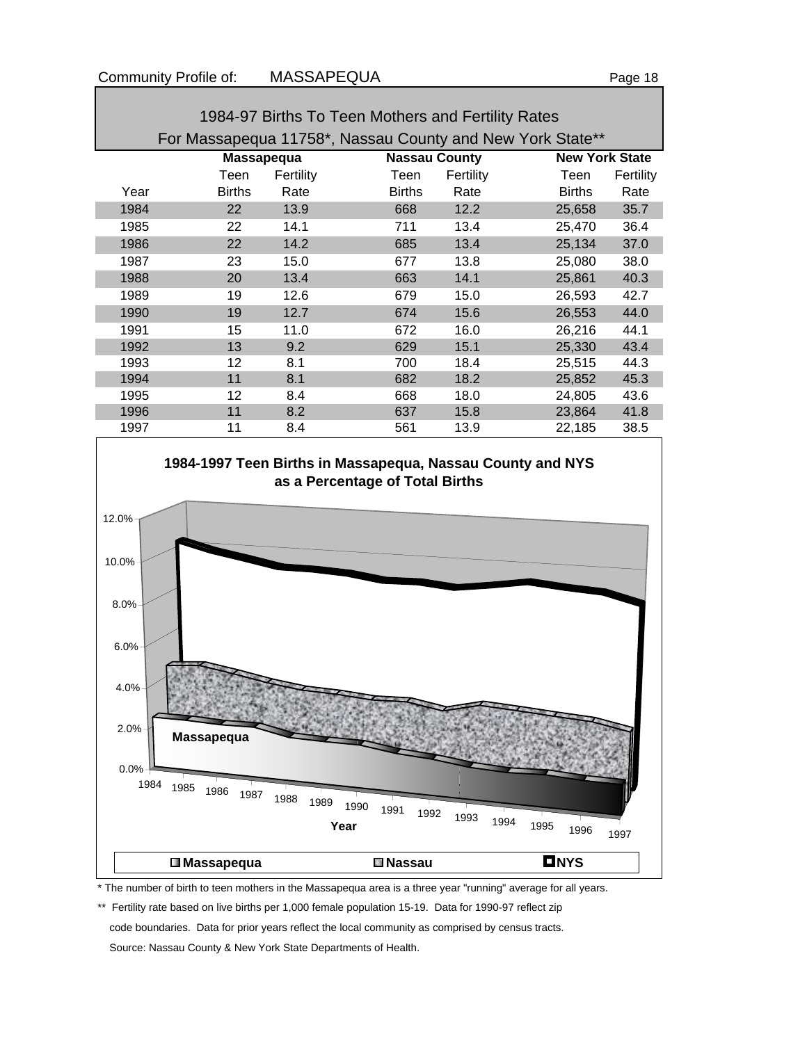## 1984-97 Births To Teen Mothers and Fertility Rates

## For Massapequa 11758*, Nassau County and New York State**

| | Massapequa | | Nassau County | | New York State | |
|---|---|---|---|---|---|---|
| Year | Teen Births | Fertility Rate | Teen Births | Fertility Rate | Teen Births | Fertility Rate |
| 1984 | 22 | 13.9 | 668 | 12.2 | 25,658 | 35.7 |
| 1985 | 22 | 14.1 | 711 | 13.4 | 25,470 | 36.4 |
| 1986 | 22 | 14.2 | 685 | 13.4 | 25,134 | 37.0 |
| 1987 | 23 | 15.0 | 677 | 13.8 | 25,080 | 38.0 |
| 1988 | 20 | 13.4 | 663 | 14.1 | 25,861 | 40.3 |
| 1989 | 19 | 12.6 | 679 | 15.0 | 26,593 | 42.7 |
| 1990 | 19 | 12.7 | 674 | 15.6 | 26,553 | 44.0 |
| 1991 | 15 | 11.0 | 672 | 16.0 | 26,216 | 44.1 |
| 1992 | 13 | 9.2 | 629 | 15.1 | 25,330 | 43.4 |
| 1993 | 12 | 8.1 | 700 | 18.4 | 25,515 | 44.3 |
| 1994 | 11 | 8.1 | 682 | 18.2 | 25,852 | 45.3 |
| 1995 | 12 | 8.4 | 668 | 18.0 | 24,805 | 43.6 |
| 1996 | 11 | 8.2 | 637 | 15.8 | 23,864 | 41.8 |
| 1997 | 11 | 8.4 | 561 | 13.9 | 22,185 | 38.5 |

**1984-1997 Teen Births in Massapequa, Nassau County and NYS as a Percentage of Total Births**

* The number of birth to teen mothers in the Massapequa area is a three year "running" average for all years.

** Fertility rate based on live births per 1,000 female population 15-19. Data for 1990-97 reflect zip code boundaries. Data for prior years reflect the local community as comprised by census tracts.

Source: Nassau County & New York State Departments of Health.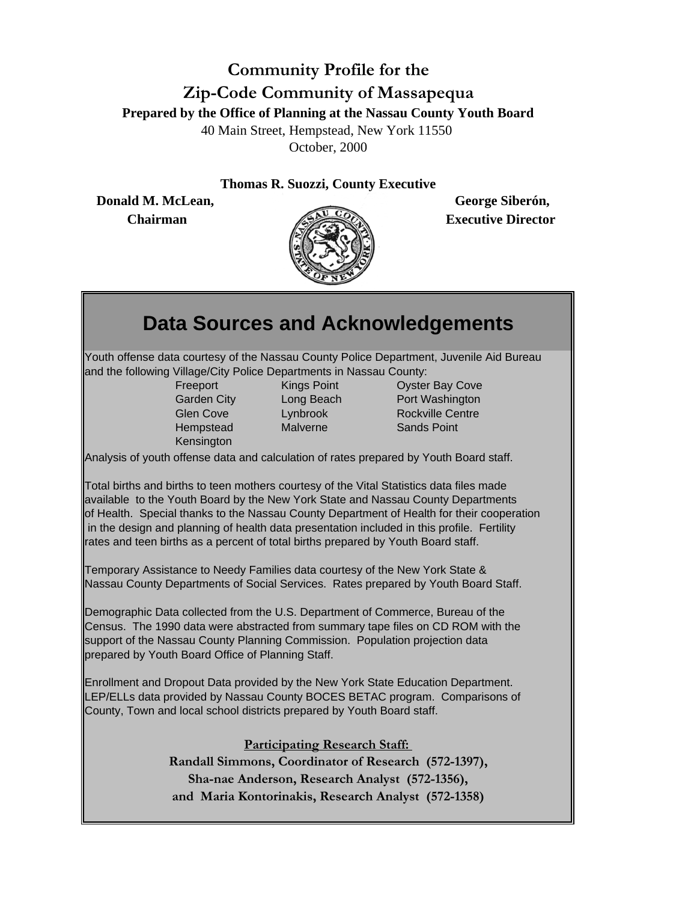# Community Profile for the Zip-Code Community of Massapequa

**Prepared by the Office of Planning at the Nassau County Youth Board**

40 Main Street, Hempstead, New York 11550

October, 2000

**Thomas R. Suozzi, County Executive**

**Donald M. McLean, Chairman**

**George Siberón, Executive Director**

## Data Sources and Acknowledgements

Youth offense data courtesy of the Nassau County Police Department, Juvenile Aid Bureau and the following Village/City Police Departments in Nassau County:

| | | |
|---|---|---|
| Freeport | Kings Point | Oyster Bay Cove |
| Garden City | Long Beach | Port Washington |
| Glen Cove | Lynbrook | Rockville Centre |
| Hempstead | Malverne | Sands Point |
| Kensington | | |

Analysis of youth offense data and calculation of rates prepared by Youth Board staff.

Total births and births to teen mothers courtesy of the Vital Statistics data files made available to the Youth Board by the New York State and Nassau County Departments of Health. Special thanks to the Nassau County Department of Health for their cooperation in the design and planning of health data presentation included in this profile. Fertility rates and teen births as a percent of total births prepared by Youth Board staff.

Temporary Assistance to Needy Families data courtesy of the New York State & Nassau County Departments of Social Services. Rates prepared by Youth Board Staff.

Demographic Data collected from the U.S. Department of Commerce, Bureau of the Census. The 1990 data were abstracted from summary tape files on CD ROM with the support of the Nassau County Planning Commission. Population projection data prepared by Youth Board Office of Planning Staff.

Enrollment and Dropout Data provided by the New York State Education Department. LEP/ELLs data provided by Nassau County BOCES BETAC program. Comparisons of County, Town and local school districts prepared by Youth Board staff.

**Participating Research Staff:**

**Randall Simmons, Coordinator of Research (572-1397),**
**Sha-nae Anderson, Research Analyst (572-1356),**
**and Maria Kontorinakis, Research Analyst (572-1358)**